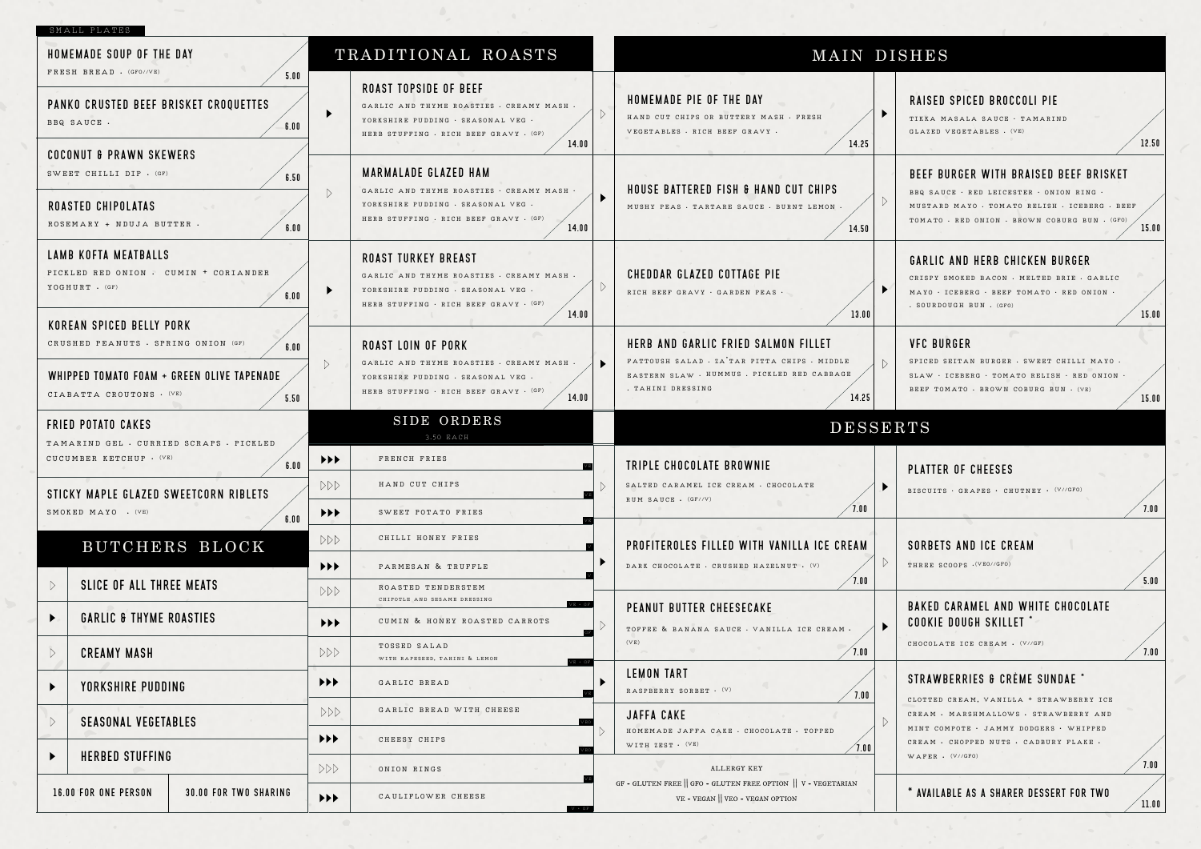## SMALL PLATES

**HOMEMADE SOUP OF THE DAY**
FRESH BREAD · (GFO//VE)
5.00

**PANKO CRUSTED BEEF BRISKET CROQUETTES**
BBQ SAUCE ·
6.00

**COCONUT & PRAWN SKEWERS**
SWEET CHILLI DIP · (GF)
6.50

**ROASTED CHIPOLATAS**
ROSEMARY + NDUJA BUTTER ·
6.00

**LAMB KOFTA MEATBALLS**
PICKLED RED ONION · CUMIN + CORIANDER YOGHURT · (GF)
6.00

**KOREAN SPICED BELLY PORK**
CRUSHED PEANUTS · SPRING ONION (GF)
6.00

**WHIPPED TOMATO FOAM + GREEN OLIVE TAPENADE**
CIABATTA CROUTONS · (VE)
5.50

**FRIED POTATO CAKES**
TAMARIND GEL · CURRIED SCRAPS · PICKLED CUCUMBER KETCHUP · (VE)
6.00

**STICKY MAPLE GLAZED SWEETCORN RIBLETS**
SMOKED MAYO · (VE)
6.00

## BUTCHERS BLOCK

- SLICE OF ALL THREE MEATS
- GARLIC & THYME ROASTIES
- CREAMY MASH
- YORKSHIRE PUDDING
- SEASONAL VEGETABLES
- HERBED STUFFING

| 16.00 FOR ONE PERSON | 30.00 FOR TWO SHARING |
|---|---|

## TRADITIONAL ROASTS

**ROAST TOPSIDE OF BEEF**
GARLIC AND THYME ROASTIES · CREAMY MASH · YORKSHIRE PUDDING · SEASONAL VEG · HERB STUFFING · RICH BEEF GRAVY · (GF)
14.00

**MARMALADE GLAZED HAM**
GARLIC AND THYME ROASTIES · CREAMY MASH · YORKSHIRE PUDDING · SEASONAL VEG · HERB STUFFING · RICH BEEF GRAVY · (GF)
14.00

**ROAST TURKEY BREAST**
GARLIC AND THYME ROASTIES · CREAMY MASH · YORKSHIRE PUDDING · SEASONAL VEG · HERB STUFFING · RICH BEEF GRAVY · (GF)
14.00

**ROAST LOIN OF PORK**
GARLIC AND THYME ROASTIES · CREAMY MASH · YORKSHIRE PUDDING · SEASONAL VEG · HERB STUFFING · RICH BEEF GRAVY · (GF)
14.00

## SIDE ORDERS

3.50 EACH

- FRENCH FRIES (VE)
- HAND CUT CHIPS (VE)
- SWEET POTATO FRIES (VE)
- CHILLI HONEY FRIES (V)
- PARMESAN & TRUFFLE (V)
- ROASTED TENDERSTEM — CHIPOTLE AND SESAME DRESSING (VE · GF)
- CUMIN & HONEY ROASTED CARROTS (GF)
- TOSSED SALAD — WITH RAPESEED, TAHINI & LEMON (VE · GF)
- GARLIC BREAD (VE)
- GARLIC BREAD WITH CHEESE (VEO)
- CHEESY CHIPS (VEO)
- ONION RINGS (VE)
- CAULIFLOWER CHEESE (V · GF)

## MAIN DISHES

**HOMEMADE PIE OF THE DAY**
HAND CUT CHIPS OR BUTTERY MASH · FRESH VEGETABLES · RICH BEEF GRAVY ·
14.25

**HOUSE BATTERED FISH & HAND CUT CHIPS**
MUSHY PEAS · TARTARE SAUCE · BURNT LEMON ·
14.50

**CHEDDAR GLAZED COTTAGE PIE**
RICH BEEF GRAVY · GARDEN PEAS ·
13.00

**HERB AND GARLIC FRIED SALMON FILLET**
FATTOUSH SALAD · ZA'TAR PITTA CHIPS · MIDDLE EASTERN SLAW · HUMMUS · PICKLED RED CABBAGE · TAHINI DRESSING
14.25

**RAISED SPICED BROCCOLI PIE**
TIKKA MASALA SAUCE · TAMARIND GLAZED VEGETABLES · (VE)
12.50

**BEEF BURGER WITH BRAISED BEEF BRISKET**
BBQ SAUCE · RED LEICESTER · ONION RING · MUSTARD MAYO · TOMATO RELISH · ICEBERG · BEEF TOMATO · RED ONION · BROWN COBURG BUN · (GFO)
15.00

**GARLIC AND HERB CHICKEN BURGER**
CRISPY SMOKED BACON · MELTED BRIE · GARLIC MAYO · ICEBERG · BEEF TOMATO · RED ONION · SOURDOUGH BUN · (GFO)
15.00

**VFC BURGER**
SPICED SEITAN BURGER · SWEET CHILLI MAYO · SLAW · ICEBERG · TOMATO RELISH · RED ONION · BEEF TOMATO · BROWN COBURG BUN · (VE)
15.00

## DESSERTS

**TRIPLE CHOCOLATE BROWNIE**
SALTED CARAMEL ICE CREAM · CHOCOLATE RUM SAUCE · (GF//V)
7.00

**PROFITEROLES FILLED WITH VANILLA ICE CREAM**
DARK CHOCOLATE · CRUSHED HAZELNUT · (V)
7.00

**PEANUT BUTTER CHEESECAKE**
TOFFEE & BANANA SAUCE · VANILLA ICE CREAM · (VE)
7.00

**LEMON TART**
RASPBERRY SORBET · (V)
7.00

**JAFFA CAKE**
HOMEMADE JAFFA CAKE · CHOCOLATE · TOPPED WITH ZEST · (VE)
7.00

**PLATTER OF CHEESES**
BISCUITS · GRAPES · CHUTNEY · (V//GFO)
7.00

**SORBETS AND ICE CREAM**
THREE SCOOPS ·(VEO//GFO)
5.00

**BAKED CARAMEL AND WHITE CHOCOLATE COOKIE DOUGH SKILLET** *
CHOCOLATE ICE CREAM · (V//GF)
7.00

**STRAWBERRIES & CRÈME SUNDAE** *
CLOTTED CREAM, VANILLA + STRAWBERRY ICE CREAM · MARSHMALLOWS · STRAWBERRY AND MINT COMPOTE · JAMMY DODGERS · WHIPPED CREAM · CHOPPED NUTS · CADBURY FLAKE · WAFER · (V//GFO)
7.00

* AVAILABLE AS A SHARER DESSERT FOR TWO
11.00

ALLERGY KEY
GF - GLUTEN FREE || GFO - GLUTEN FREE OPTION || V - VEGETARIAN
VE - VEGAN || VEO - VEGAN OPTION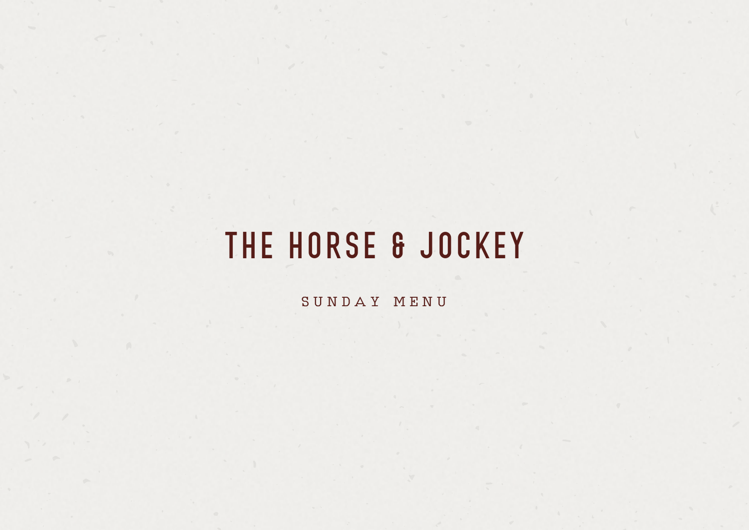# THE HORSE & JOCKEY

SUNDAY MENU